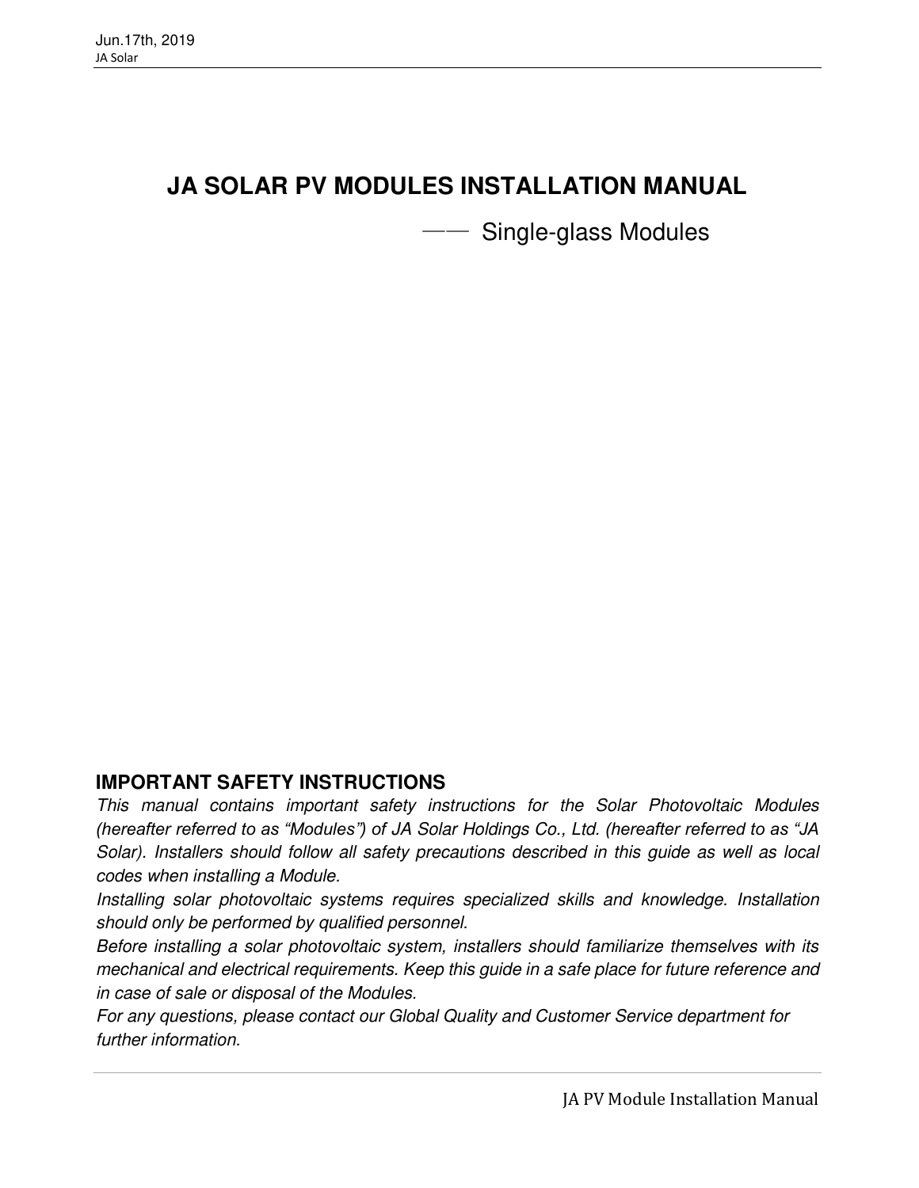# JA SOLAR PV MODULES INSTALLATION MANUAL

—— Single-glass Modules

## IMPORTANT SAFETY INSTRUCTIONS

*This manual contains important safety instructions for the Solar Photovoltaic Modules (hereafter referred to as "Modules") of JA Solar Holdings Co., Ltd. (hereafter referred to as "JA Solar). Installers should follow all safety precautions described in this guide as well as local codes when installing a Module.*

*Installing solar photovoltaic systems requires specialized skills and knowledge. Installation should only be performed by qualified personnel.*

*Before installing a solar photovoltaic system, installers should familiarize themselves with its mechanical and electrical requirements. Keep this guide in a safe place for future reference and in case of sale or disposal of the Modules.*

*For any questions, please contact our Global Quality and Customer Service department for further information.*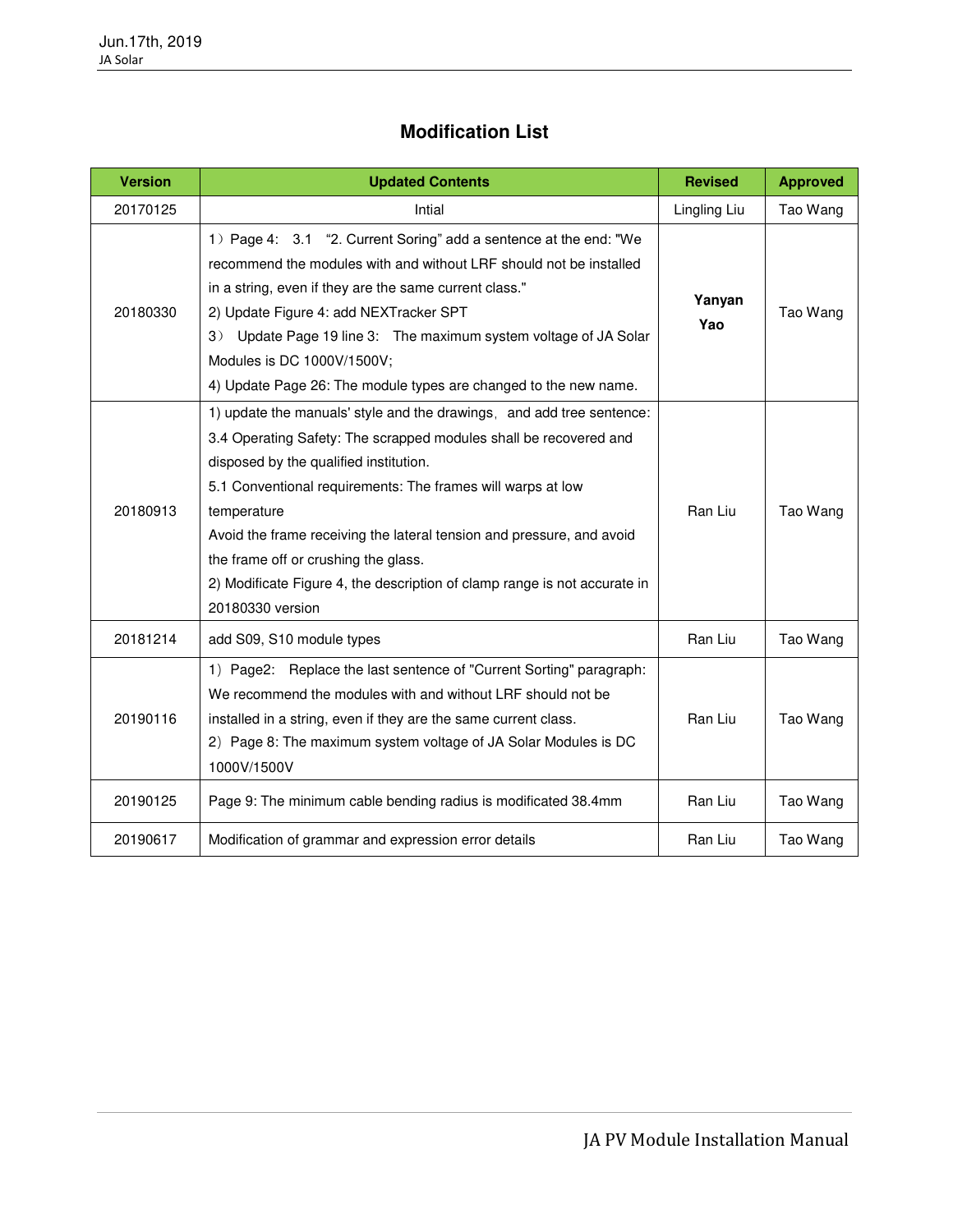# Modification List

| Version | Updated Contents | Revised | Approved |
|---|---|---|---|
| 20170125 | Intial | Lingling Liu | Tao Wang |
| 20180330 | 1）Page 4:  3.1  "2. Current Soring" add a sentence at the end: "We recommend the modules with and without LRF should not be installed in a string, even if they are the same current class."<br>2) Update Figure 4: add NEXTracker SPT<br>3）Update Page 19 line 3:  The maximum system voltage of JA Solar Modules is DC 1000V/1500V;<br>4) Update Page 26: The module types are changed to the new name. | **Yanyan Yao** | Tao Wang |
| 20180913 | 1) update the manuals' style and the drawings，and add tree sentence:<br>3.4 Operating Safety: The scrapped modules shall be recovered and disposed by the qualified institution.<br>5.1 Conventional requirements: The frames will warps at low temperature<br>Avoid the frame receiving the lateral tension and pressure, and avoid the frame off or crushing the glass.<br>2) Modificate Figure 4, the description of clamp range is not accurate in 20180330 version | Ran Liu | Tao Wang |
| 20181214 | add S09, S10 module types | Ran Liu | Tao Wang |
| 20190116 | 1）Page2:  Replace the last sentence of "Current Sorting" paragraph: We recommend the modules with and without LRF should not be installed in a string, even if they are the same current class.<br>2）Page 8: The maximum system voltage of JA Solar Modules is DC 1000V/1500V | Ran Liu | Tao Wang |
| 20190125 | Page 9: The minimum cable bending radius is modificated 38.4mm | Ran Liu | Tao Wang |
| 20190617 | Modification of grammar and expression error details | Ran Liu | Tao Wang |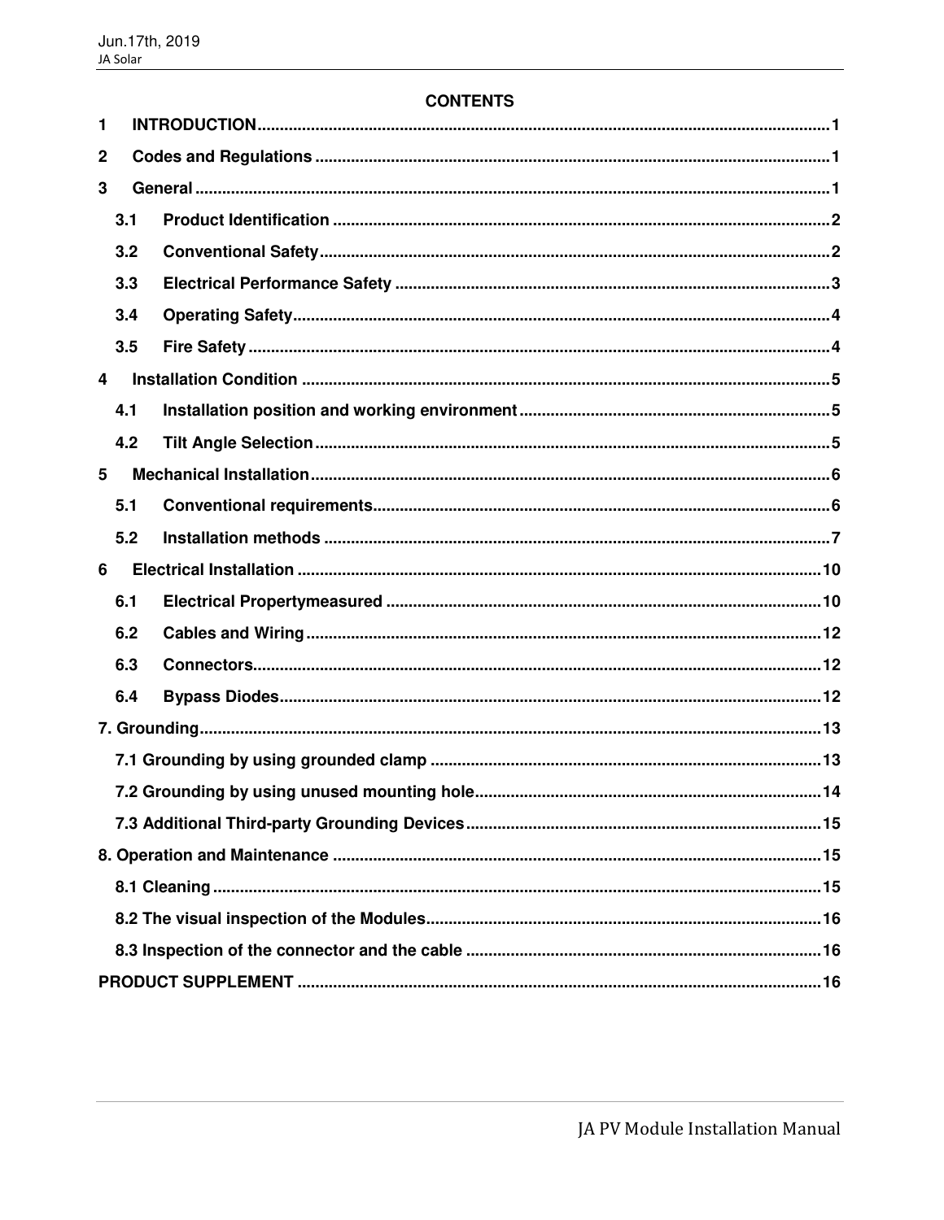## CONTENTS

1 INTRODUCTION ........................................................................................................ 1

2 Codes and Regulations ............................................................................................ 1

3 General ..................................................................................................................... 1

- 3.1 Product Identification ........................................................................................ 2
- 3.2 Conventional Safety ........................................................................................... 2
- 3.3 Electrical Performance Safety ........................................................................... 3
- 3.4 Operating Safety ................................................................................................ 4
- 3.5 Fire Safety .......................................................................................................... 4

4 Installation Condition ............................................................................................... 5

- 4.1 Installation position and working environment ................................................. 5
- 4.2 Tilt Angle Selection ............................................................................................ 5

5 Mechanical Installation ............................................................................................. 6

- 5.1 Conventional requirements ................................................................................ 6
- 5.2 Installation methods ........................................................................................... 7

6 Electrical Installation ............................................................................................... 10

- 6.1 Electrical Propertymeasured ............................................................................ 10
- 6.2 Cables and Wiring ............................................................................................ 12
- 6.3 Connectors ....................................................................................................... 12
- 6.4 Bypass Diodes .................................................................................................. 12

7. Grounding ............................................................................................................. 13

- 7.1 Grounding by using grounded clamp ............................................................... 13
- 7.2 Grounding by using unused mounting hole ...................................................... 14
- 7.3 Additional Third-party Grounding Devices ....................................................... 15

8. Operation and Maintenance .................................................................................. 15

- 8.1 Cleaning ........................................................................................................... 15
- 8.2 The visual inspection of the Modules ............................................................... 16
- 8.3 Inspection of the connector and the cable ....................................................... 16

PRODUCT SUPPLEMENT ......................................................................................... 16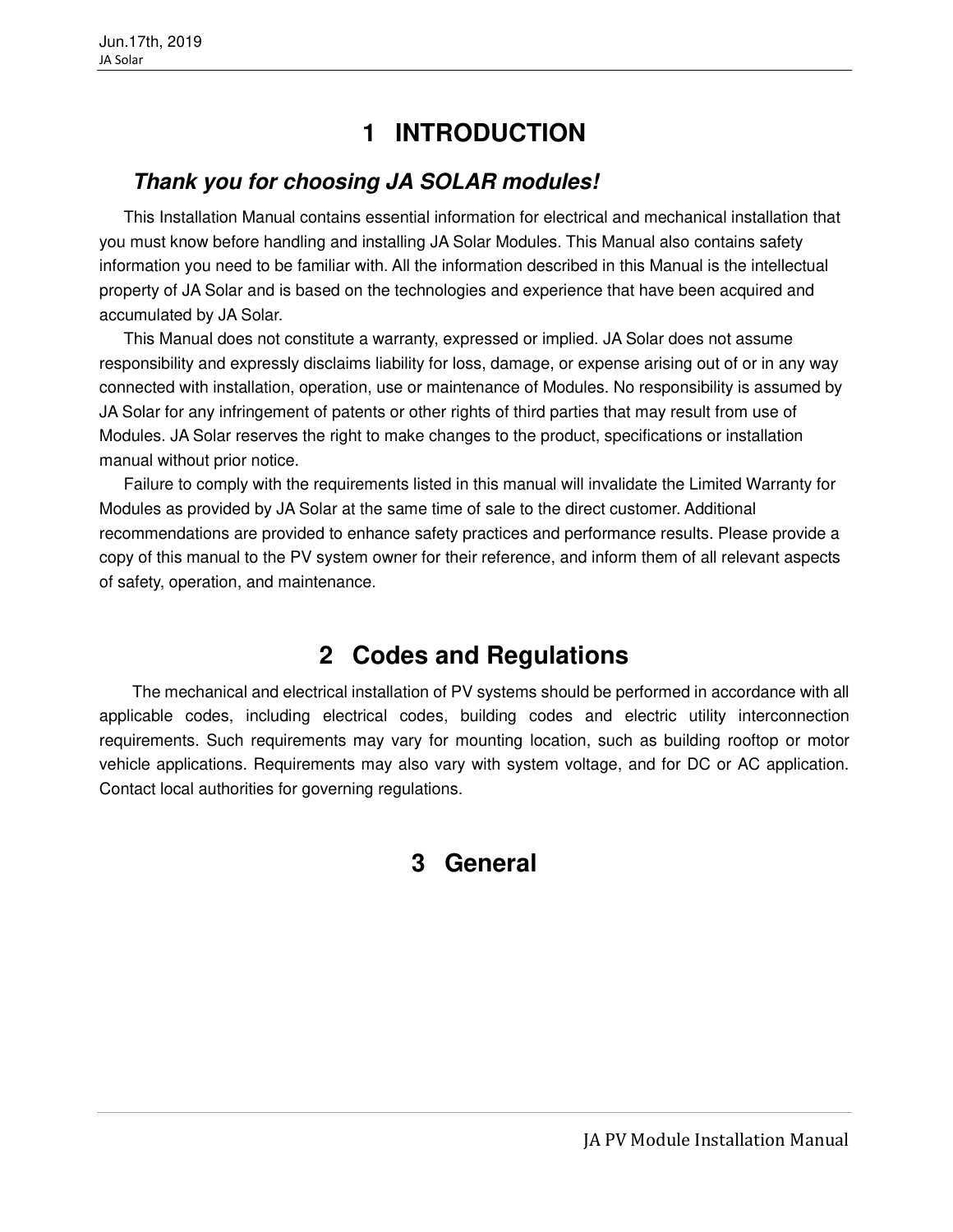# 1 INTRODUCTION

***Thank you for choosing JA SOLAR modules!***

This Installation Manual contains essential information for electrical and mechanical installation that you must know before handling and installing JA Solar Modules. This Manual also contains safety information you need to be familiar with. All the information described in this Manual is the intellectual property of JA Solar and is based on the technologies and experience that have been acquired and accumulated by JA Solar.

This Manual does not constitute a warranty, expressed or implied. JA Solar does not assume responsibility and expressly disclaims liability for loss, damage, or expense arising out of or in any way connected with installation, operation, use or maintenance of Modules. No responsibility is assumed by JA Solar for any infringement of patents or other rights of third parties that may result from use of Modules. JA Solar reserves the right to make changes to the product, specifications or installation manual without prior notice.

Failure to comply with the requirements listed in this manual will invalidate the Limited Warranty for Modules as provided by JA Solar at the same time of sale to the direct customer. Additional recommendations are provided to enhance safety practices and performance results. Please provide a copy of this manual to the PV system owner for their reference, and inform them of all relevant aspects of safety, operation, and maintenance.

# 2 Codes and Regulations

The mechanical and electrical installation of PV systems should be performed in accordance with all applicable codes, including electrical codes, building codes and electric utility interconnection requirements. Such requirements may vary for mounting location, such as building rooftop or motor vehicle applications. Requirements may also vary with system voltage, and for DC or AC application. Contact local authorities for governing regulations.

# 3 General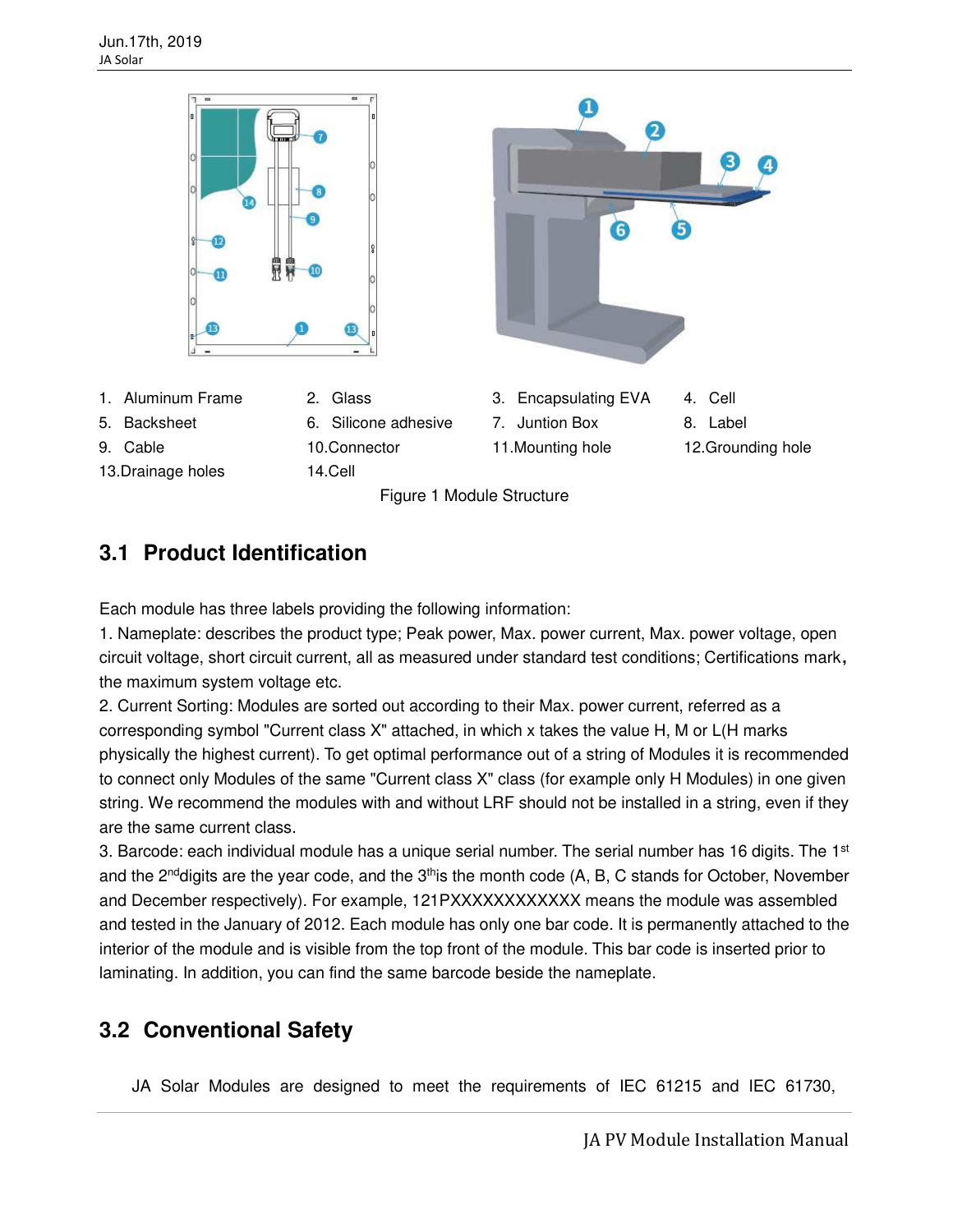| 1. Aluminum Frame | 2. Glass | 3. Encapsulating EVA | 4. Cell |
| --- | --- | --- | --- |
| 5. Backsheet | 6. Silicone adhesive | 7. Juntion Box | 8. Label |
| 9. Cable | 10.Connector | 11.Mounting hole | 12.Grounding hole |
| 13.Drainage holes | 14.Cell | | |

Figure 1 Module Structure

## 3.1 Product Identification

Each module has three labels providing the following information:

1. Nameplate: describes the product type; Peak power, Max. power current, Max. power voltage, open circuit voltage, short circuit current, all as measured under standard test conditions; Certifications mark, the maximum system voltage etc.

2. Current Sorting: Modules are sorted out according to their Max. power current, referred as a corresponding symbol "Current class X" attached, in which x takes the value H, M or L(H marks physically the highest current). To get optimal performance out of a string of Modules it is recommended to connect only Modules of the same "Current class X" class (for example only H Modules) in one given string. We recommend the modules with and without LRF should not be installed in a string, even if they are the same current class.

3. Barcode: each individual module has a unique serial number. The serial number has 16 digits. The 1st and the 2nd digits are the year code, and the 3th is the month code (A, B, C stands for October, November and December respectively). For example, 121PXXXXXXXXXXXX means the module was assembled and tested in the January of 2012. Each module has only one bar code. It is permanently attached to the interior of the module and is visible from the top front of the module. This bar code is inserted prior to laminating. In addition, you can find the same barcode beside the nameplate.

## 3.2 Conventional Safety

JA Solar Modules are designed to meet the requirements of IEC 61215 and IEC 61730,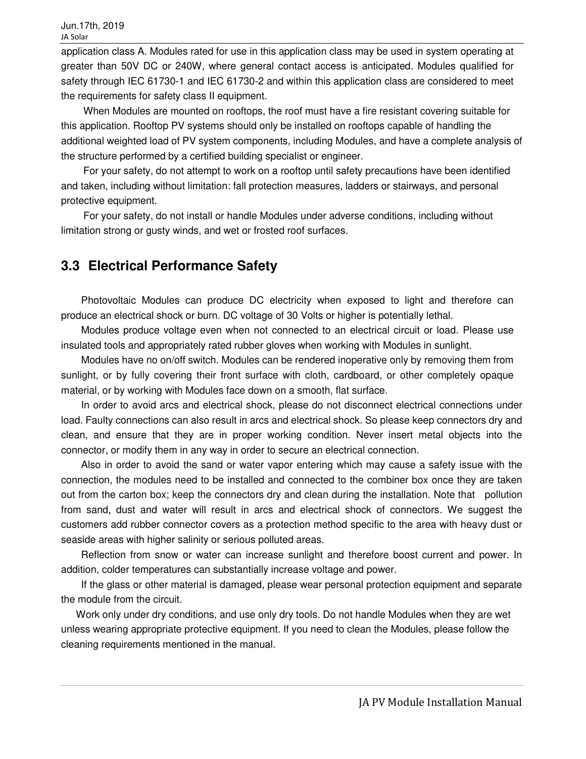application class A. Modules rated for use in this application class may be used in system operating at greater than 50V DC or 240W, where general contact access is anticipated. Modules qualified for safety through IEC 61730-1 and IEC 61730-2 and within this application class are considered to meet the requirements for safety class II equipment.

When Modules are mounted on rooftops, the roof must have a fire resistant covering suitable for this application. Rooftop PV systems should only be installed on rooftops capable of handling the additional weighted load of PV system components, including Modules, and have a complete analysis of the structure performed by a certified building specialist or engineer.

For your safety, do not attempt to work on a rooftop until safety precautions have been identified and taken, including without limitation: fall protection measures, ladders or stairways, and personal protective equipment.

For your safety, do not install or handle Modules under adverse conditions, including without limitation strong or gusty winds, and wet or frosted roof surfaces.

## 3.3 Electrical Performance Safety

Photovoltaic Modules can produce DC electricity when exposed to light and therefore can produce an electrical shock or burn. DC voltage of 30 Volts or higher is potentially lethal.

Modules produce voltage even when not connected to an electrical circuit or load. Please use insulated tools and appropriately rated rubber gloves when working with Modules in sunlight.

Modules have no on/off switch. Modules can be rendered inoperative only by removing them from sunlight, or by fully covering their front surface with cloth, cardboard, or other completely opaque material, or by working with Modules face down on a smooth, flat surface.

In order to avoid arcs and electrical shock, please do not disconnect electrical connections under load. Faulty connections can also result in arcs and electrical shock. So please keep connectors dry and clean, and ensure that they are in proper working condition. Never insert metal objects into the connector, or modify them in any way in order to secure an electrical connection.

Also in order to avoid the sand or water vapor entering which may cause a safety issue with the connection, the modules need to be installed and connected to the combiner box once they are taken out from the carton box; keep the connectors dry and clean during the installation. Note that pollution from sand, dust and water will result in arcs and electrical shock of connectors. We suggest the customers add rubber connector covers as a protection method specific to the area with heavy dust or seaside areas with higher salinity or serious polluted areas.

Reflection from snow or water can increase sunlight and therefore boost current and power. In addition, colder temperatures can substantially increase voltage and power.

If the glass or other material is damaged, please wear personal protection equipment and separate the module from the circuit.

Work only under dry conditions, and use only dry tools. Do not handle Modules when they are wet unless wearing appropriate protective equipment. If you need to clean the Modules, please follow the cleaning requirements mentioned in the manual.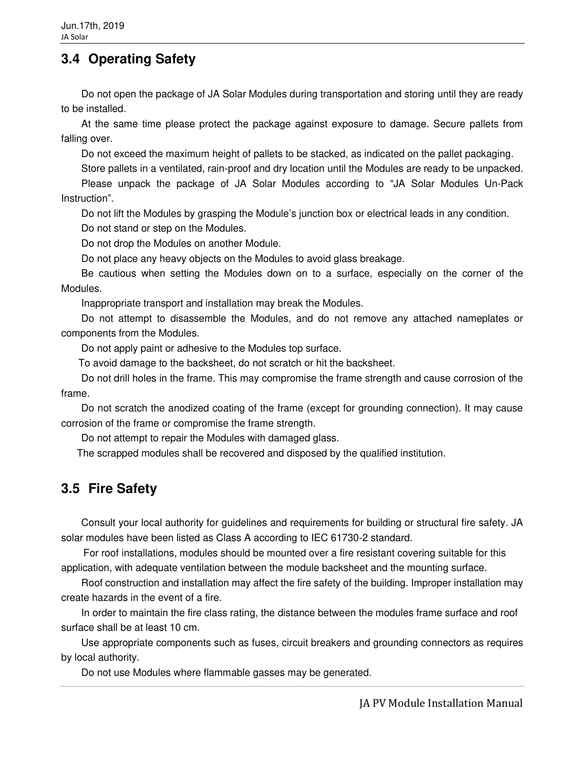## 3.4 Operating Safety

Do not open the package of JA Solar Modules during transportation and storing until they are ready to be installed.

At the same time please protect the package against exposure to damage. Secure pallets from falling over.

Do not exceed the maximum height of pallets to be stacked, as indicated on the pallet packaging.

Store pallets in a ventilated, rain-proof and dry location until the Modules are ready to be unpacked.

Please unpack the package of JA Solar Modules according to "JA Solar Modules Un-Pack Instruction".

Do not lift the Modules by grasping the Module's junction box or electrical leads in any condition.

Do not stand or step on the Modules.

Do not drop the Modules on another Module.

Do not place any heavy objects on the Modules to avoid glass breakage.

Be cautious when setting the Modules down on to a surface, especially on the corner of the Modules.

Inappropriate transport and installation may break the Modules.

Do not attempt to disassemble the Modules, and do not remove any attached nameplates or components from the Modules.

Do not apply paint or adhesive to the Modules top surface.

To avoid damage to the backsheet, do not scratch or hit the backsheet.

Do not drill holes in the frame. This may compromise the frame strength and cause corrosion of the frame.

Do not scratch the anodized coating of the frame (except for grounding connection). It may cause corrosion of the frame or compromise the frame strength.

Do not attempt to repair the Modules with damaged glass.

The scrapped modules shall be recovered and disposed by the qualified institution.

## 3.5 Fire Safety

Consult your local authority for guidelines and requirements for building or structural fire safety. JA solar modules have been listed as Class A according to IEC 61730-2 standard.

For roof installations, modules should be mounted over a fire resistant covering suitable for this application, with adequate ventilation between the module backsheet and the mounting surface.

Roof construction and installation may affect the fire safety of the building. Improper installation may create hazards in the event of a fire.

In order to maintain the fire class rating, the distance between the modules frame surface and roof surface shall be at least 10 cm.

Use appropriate components such as fuses, circuit breakers and grounding connectors as requires by local authority.

Do not use Modules where flammable gasses may be generated.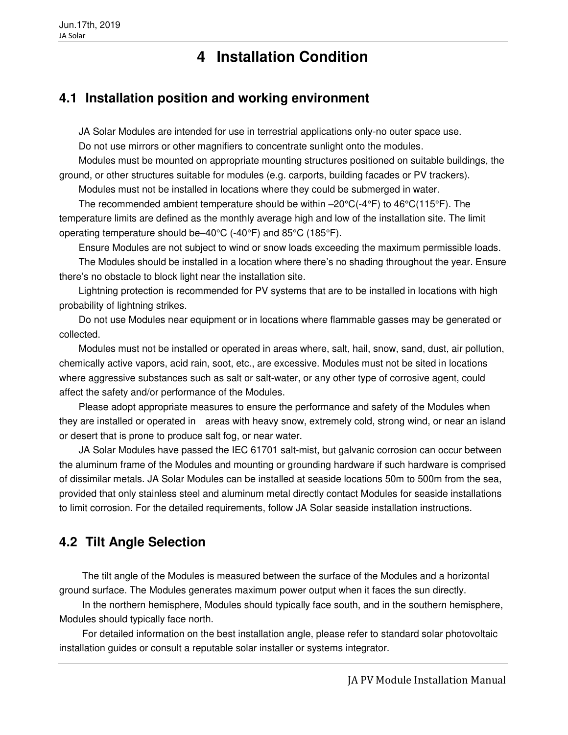# 4 Installation Condition

## 4.1 Installation position and working environment

JA Solar Modules are intended for use in terrestrial applications only-no outer space use.

Do not use mirrors or other magnifiers to concentrate sunlight onto the modules.

Modules must be mounted on appropriate mounting structures positioned on suitable buildings, the ground, or other structures suitable for modules (e.g. carports, building facades or PV trackers).

Modules must not be installed in locations where they could be submerged in water.

The recommended ambient temperature should be within –20°C(-4°F) to 46°C(115°F). The temperature limits are defined as the monthly average high and low of the installation site. The limit operating temperature should be–40°C (-40°F) and 85°C (185°F).

Ensure Modules are not subject to wind or snow loads exceeding the maximum permissible loads.

The Modules should be installed in a location where there's no shading throughout the year. Ensure there's no obstacle to block light near the installation site.

Lightning protection is recommended for PV systems that are to be installed in locations with high probability of lightning strikes.

Do not use Modules near equipment or in locations where flammable gasses may be generated or collected.

Modules must not be installed or operated in areas where, salt, hail, snow, sand, dust, air pollution, chemically active vapors, acid rain, soot, etc., are excessive. Modules must not be sited in locations where aggressive substances such as salt or salt-water, or any other type of corrosive agent, could affect the safety and/or performance of the Modules.

Please adopt appropriate measures to ensure the performance and safety of the Modules when they are installed or operated in areas with heavy snow, extremely cold, strong wind, or near an island or desert that is prone to produce salt fog, or near water.

JA Solar Modules have passed the IEC 61701 salt-mist, but galvanic corrosion can occur between the aluminum frame of the Modules and mounting or grounding hardware if such hardware is comprised of dissimilar metals. JA Solar Modules can be installed at seaside locations 50m to 500m from the sea, provided that only stainless steel and aluminum metal directly contact Modules for seaside installations to limit corrosion. For the detailed requirements, follow JA Solar seaside installation instructions.

## 4.2 Tilt Angle Selection

The tilt angle of the Modules is measured between the surface of the Modules and a horizontal ground surface. The Modules generates maximum power output when it faces the sun directly.

In the northern hemisphere, Modules should typically face south, and in the southern hemisphere, Modules should typically face north.

For detailed information on the best installation angle, please refer to standard solar photovoltaic installation guides or consult a reputable solar installer or systems integrator.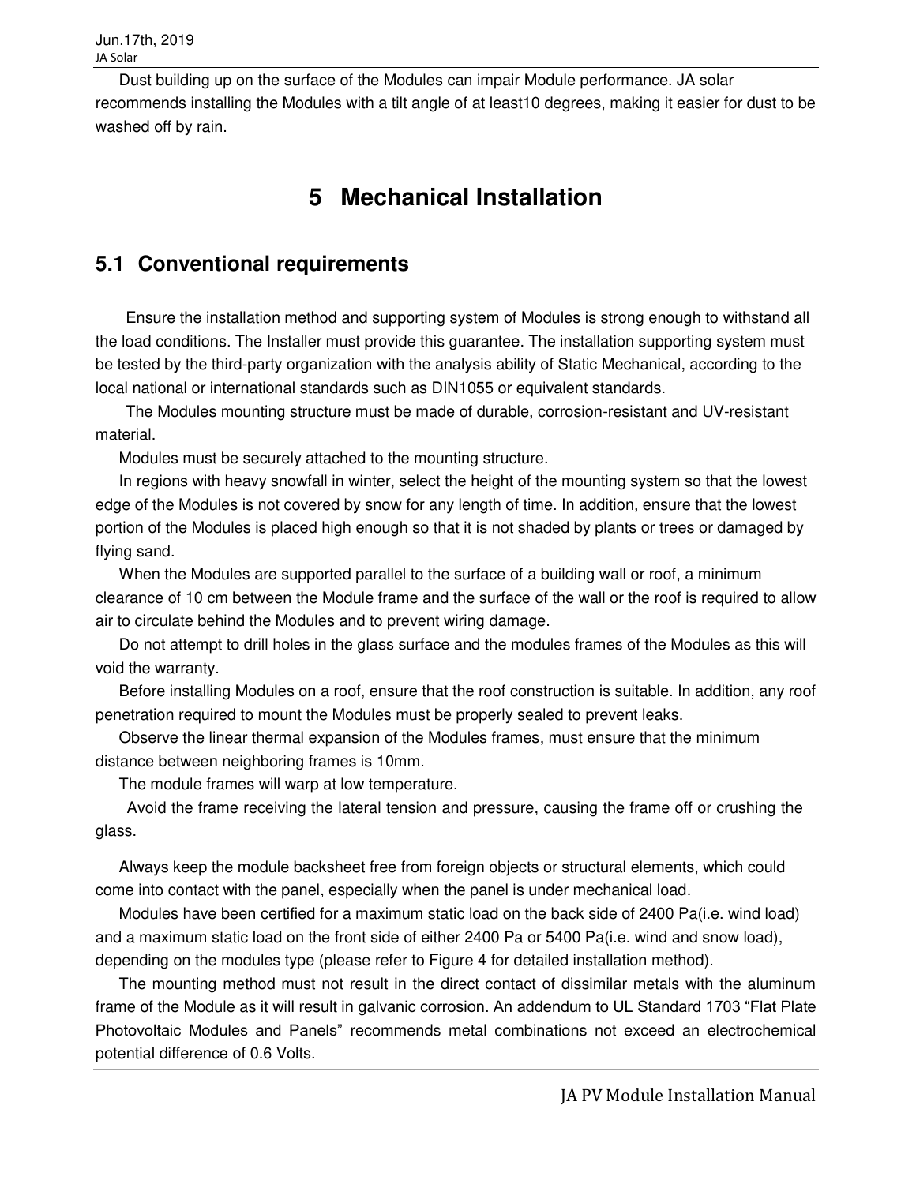Dust building up on the surface of the Modules can impair Module performance. JA solar recommends installing the Modules with a tilt angle of at least10 degrees, making it easier for dust to be washed off by rain.

# 5 Mechanical Installation

## 5.1 Conventional requirements

Ensure the installation method and supporting system of Modules is strong enough to withstand all the load conditions. The Installer must provide this guarantee. The installation supporting system must be tested by the third-party organization with the analysis ability of Static Mechanical, according to the local national or international standards such as DIN1055 or equivalent standards.

The Modules mounting structure must be made of durable, corrosion-resistant and UV-resistant material.

Modules must be securely attached to the mounting structure.

In regions with heavy snowfall in winter, select the height of the mounting system so that the lowest edge of the Modules is not covered by snow for any length of time. In addition, ensure that the lowest portion of the Modules is placed high enough so that it is not shaded by plants or trees or damaged by flying sand.

When the Modules are supported parallel to the surface of a building wall or roof, a minimum clearance of 10 cm between the Module frame and the surface of the wall or the roof is required to allow air to circulate behind the Modules and to prevent wiring damage.

Do not attempt to drill holes in the glass surface and the modules frames of the Modules as this will void the warranty.

Before installing Modules on a roof, ensure that the roof construction is suitable. In addition, any roof penetration required to mount the Modules must be properly sealed to prevent leaks.

Observe the linear thermal expansion of the Modules frames, must ensure that the minimum distance between neighboring frames is 10mm.

The module frames will warp at low temperature.

Avoid the frame receiving the lateral tension and pressure, causing the frame off or crushing the glass.

Always keep the module backsheet free from foreign objects or structural elements, which could come into contact with the panel, especially when the panel is under mechanical load.

Modules have been certified for a maximum static load on the back side of 2400 Pa(i.e. wind load) and a maximum static load on the front side of either 2400 Pa or 5400 Pa(i.e. wind and snow load), depending on the modules type (please refer to Figure 4 for detailed installation method).

The mounting method must not result in the direct contact of dissimilar metals with the aluminum frame of the Module as it will result in galvanic corrosion. An addendum to UL Standard 1703 “Flat Plate Photovoltaic Modules and Panels” recommends metal combinations not exceed an electrochemical potential difference of 0.6 Volts.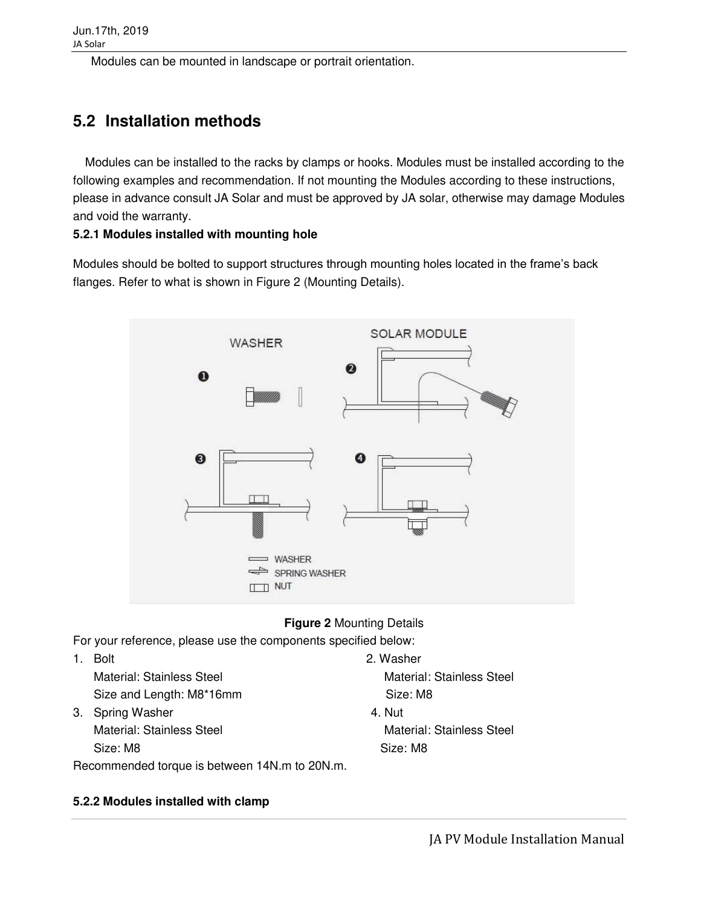Modules can be mounted in landscape or portrait orientation.

## 5.2 Installation methods

Modules can be installed to the racks by clamps or hooks. Modules must be installed according to the following examples and recommendation. If not mounting the Modules according to these instructions, please in advance consult JA Solar and must be approved by JA solar, otherwise may damage Modules and void the warranty.

**5.2.1 Modules installed with mounting hole**

Modules should be bolted to support structures through mounting holes located in the frame's back flanges. Refer to what is shown in Figure 2 (Mounting Details).

**Figure 2** Mounting Details

For your reference, please use the components specified below:

1. Bolt
   Material: Stainless Steel
   Size and Length: M8*16mm
2. Washer
   Material: Stainless Steel
   Size: M8
3. Spring Washer
   Material: Stainless Steel
   Size: M8
4. Nut
   Material: Stainless Steel
   Size: M8

Recommended torque is between 14N.m to 20N.m.

**5.2.2 Modules installed with clamp**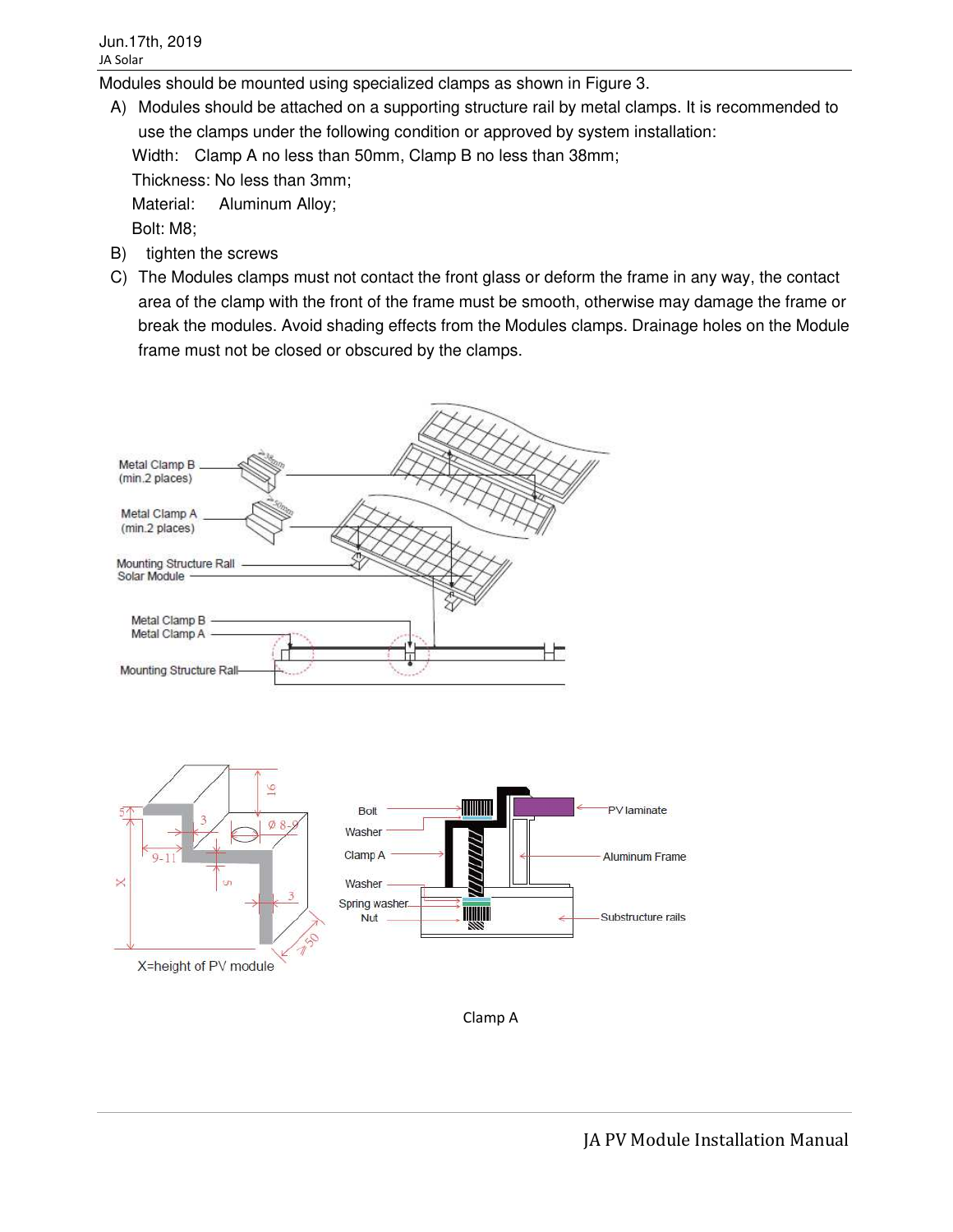Modules should be mounted using specialized clamps as shown in Figure 3.

A) Modules should be attached on a supporting structure rail by metal clamps. It is recommended to use the clamps under the following condition or approved by system installation:

   Width: Clamp A no less than 50mm, Clamp B no less than 38mm;

   Thickness: No less than 3mm;

   Material: Aluminum Alloy;

   Bolt: M8;

B) tighten the screws

C) The Modules clamps must not contact the front glass or deform the frame in any way, the contact area of the clamp with the front of the frame must be smooth, otherwise may damage the frame or break the modules. Avoid shading effects from the Modules clamps. Drainage holes on the Module frame must not be closed or obscured by the clamps.

Clamp A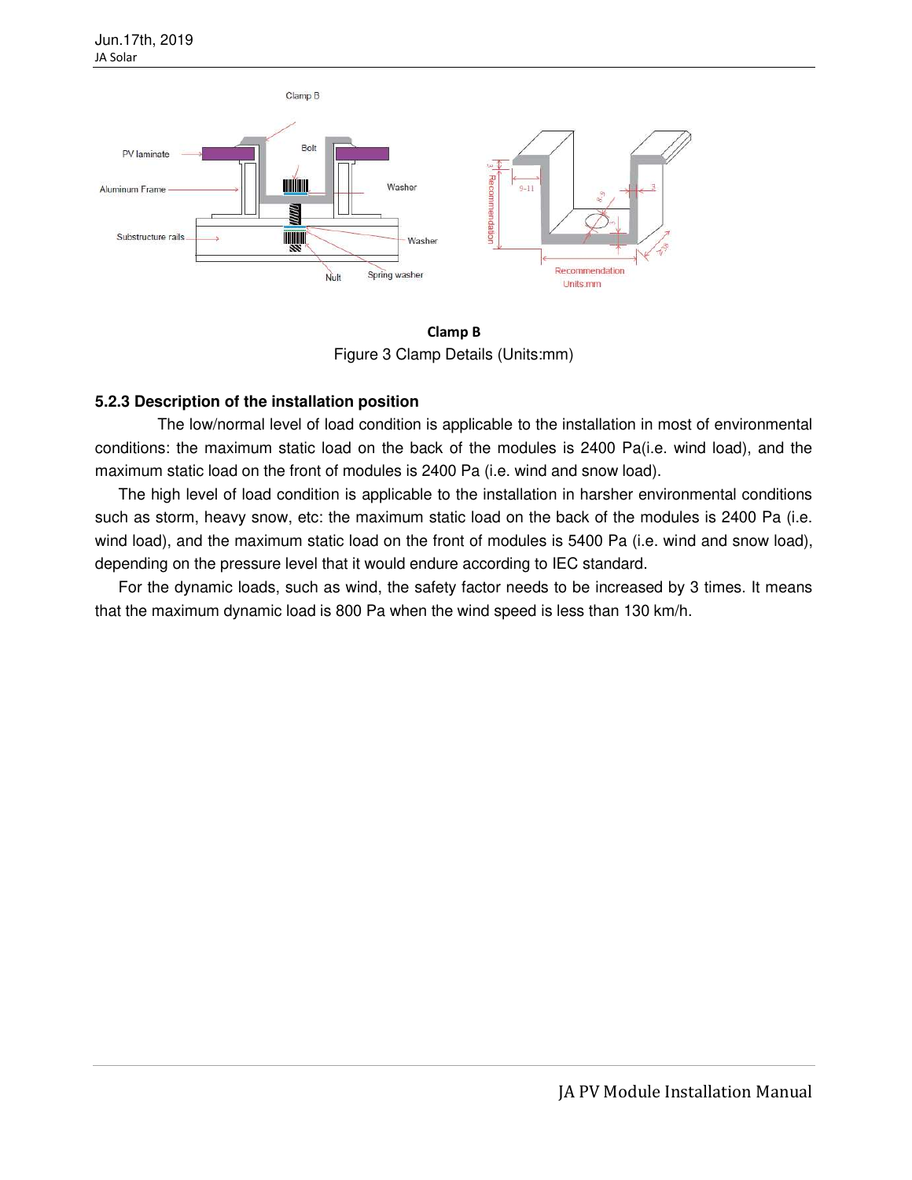Clamp B

Figure 3 Clamp Details (Units:mm)

**5.2.3 Description of the installation position**

The low/normal level of load condition is applicable to the installation in most of environmental conditions: the maximum static load on the back of the modules is 2400 Pa(i.e. wind load), and the maximum static load on the front of modules is 2400 Pa (i.e. wind and snow load).

The high level of load condition is applicable to the installation in harsher environmental conditions such as storm, heavy snow, etc: the maximum static load on the back of the modules is 2400 Pa (i.e. wind load), and the maximum static load on the front of modules is 5400 Pa (i.e. wind and snow load), depending on the pressure level that it would endure according to IEC standard.

For the dynamic loads, such as wind, the safety factor needs to be increased by 3 times. It means that the maximum dynamic load is 800 Pa when the wind speed is less than 130 km/h.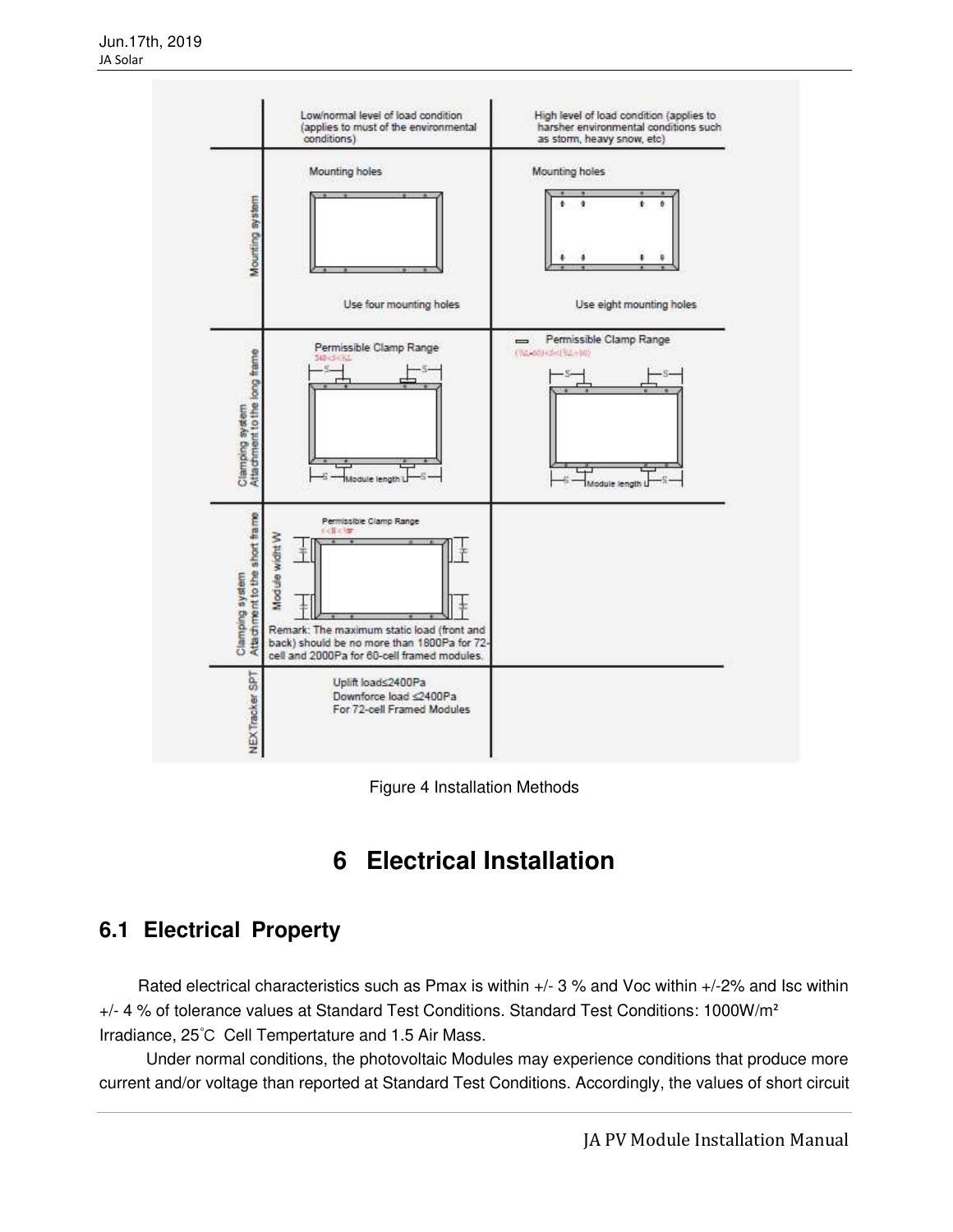| | Low/normal level of load condition (applies to must of the environmental conditions) | High level of load condition (applies to harsher environmental conditions such as storm, heavy snow, etc) |
|---|---|---|
| Mounting system | Mounting holes<br><br>Use four mounting holes | Mounting holes<br><br>Use eight mounting holes |
| Clamping system Attachment to the long frame | Permissible Clamp Range<br>S40<S<¼L<br><br>Module length L | Permissible Clamp Range<br>(¼L-60)<S<(¼L+30)<br><br>Module length L |
| Clamping system Attachment to the short frame | Permissible Clamp Range<br>0<H<¼W<br><br>Module width W<br><br>Remark: The maximum static load (front and back) should be no more than 1800Pa for 72-cell and 2000Pa for 60-cell framed modules. | |
| NEXTracker SPT | Uplift load≤2400Pa<br>Downforce load ≤2400Pa<br>For 72-cell Framed Modules | |

Figure 4 Installation Methods

# 6 Electrical Installation

## 6.1 Electrical Property

Rated electrical characteristics such as Pmax is within +/- 3 % and Voc within +/-2% and Isc within +/- 4 % of tolerance values at Standard Test Conditions. Standard Test Conditions: 1000W/m² Irradiance, 25°C Cell Tempertature and 1.5 Air Mass.

Under normal conditions, the photovoltaic Modules may experience conditions that produce more current and/or voltage than reported at Standard Test Conditions. Accordingly, the values of short circuit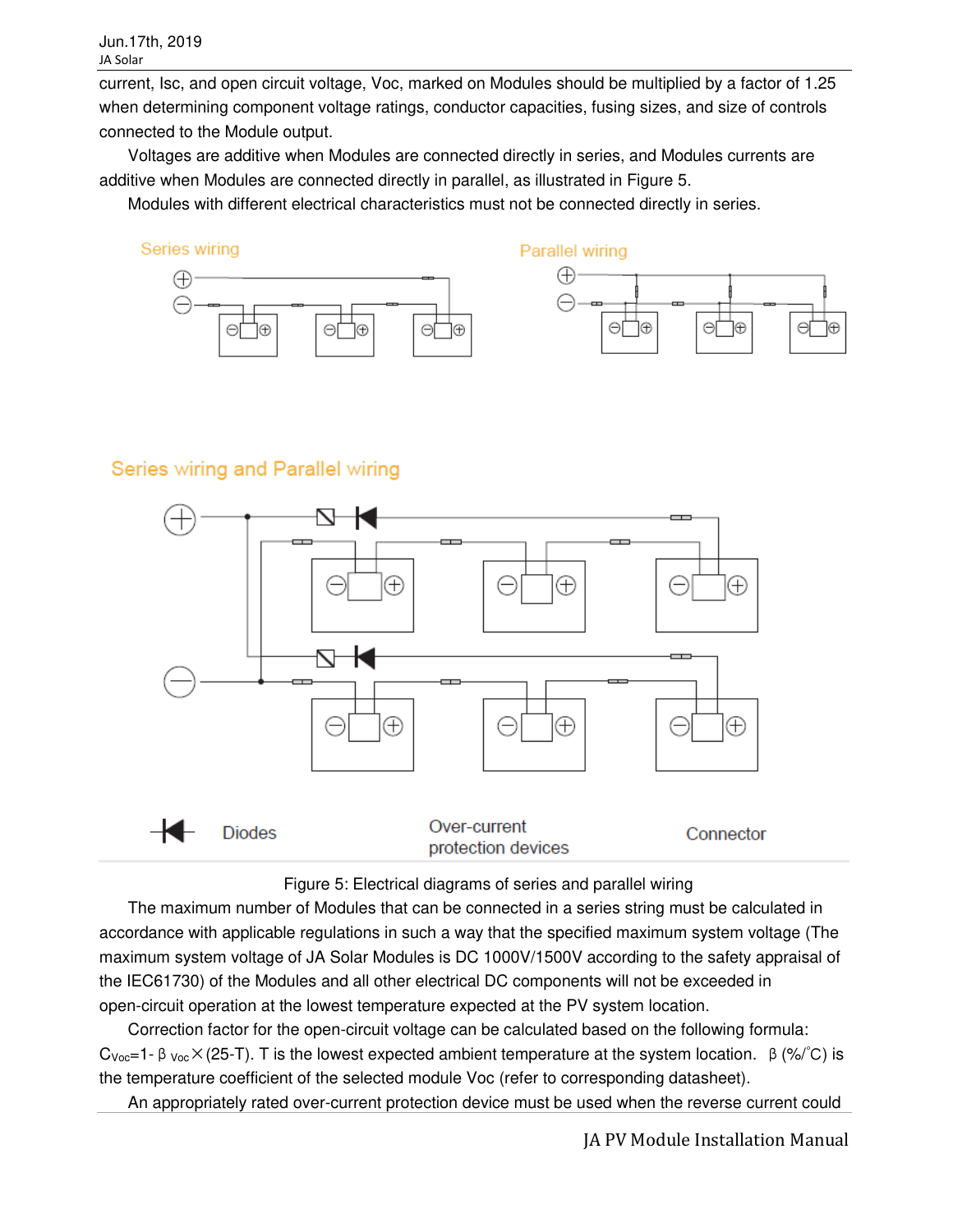current, Isc, and open circuit voltage, Voc, marked on Modules should be multiplied by a factor of 1.25 when determining component voltage ratings, conductor capacities, fusing sizes, and size of controls connected to the Module output.

Voltages are additive when Modules are connected directly in series, and Modules currents are additive when Modules are connected directly in parallel, as illustrated in Figure 5.

Modules with different electrical characteristics must not be connected directly in series.

Series wiring

Parallel wiring

Series wiring and Parallel wiring

Diodes

Over-current protection devices

Connector

Figure 5: Electrical diagrams of series and parallel wiring

The maximum number of Modules that can be connected in a series string must be calculated in accordance with applicable regulations in such a way that the specified maximum system voltage (The maximum system voltage of JA Solar Modules is DC 1000V/1500V according to the safety appraisal of the IEC61730) of the Modules and all other electrical DC components will not be exceeded in open-circuit operation at the lowest temperature expected at the PV system location.

Correction factor for the open-circuit voltage can be calculated based on the following formula: $C_{Voc}=1-\beta_{Voc}\times(25-T)$. T is the lowest expected ambient temperature at the system location. $\beta$ (%/°C) is the temperature coefficient of the selected module Voc (refer to corresponding datasheet).

An appropriately rated over-current protection device must be used when the reverse current could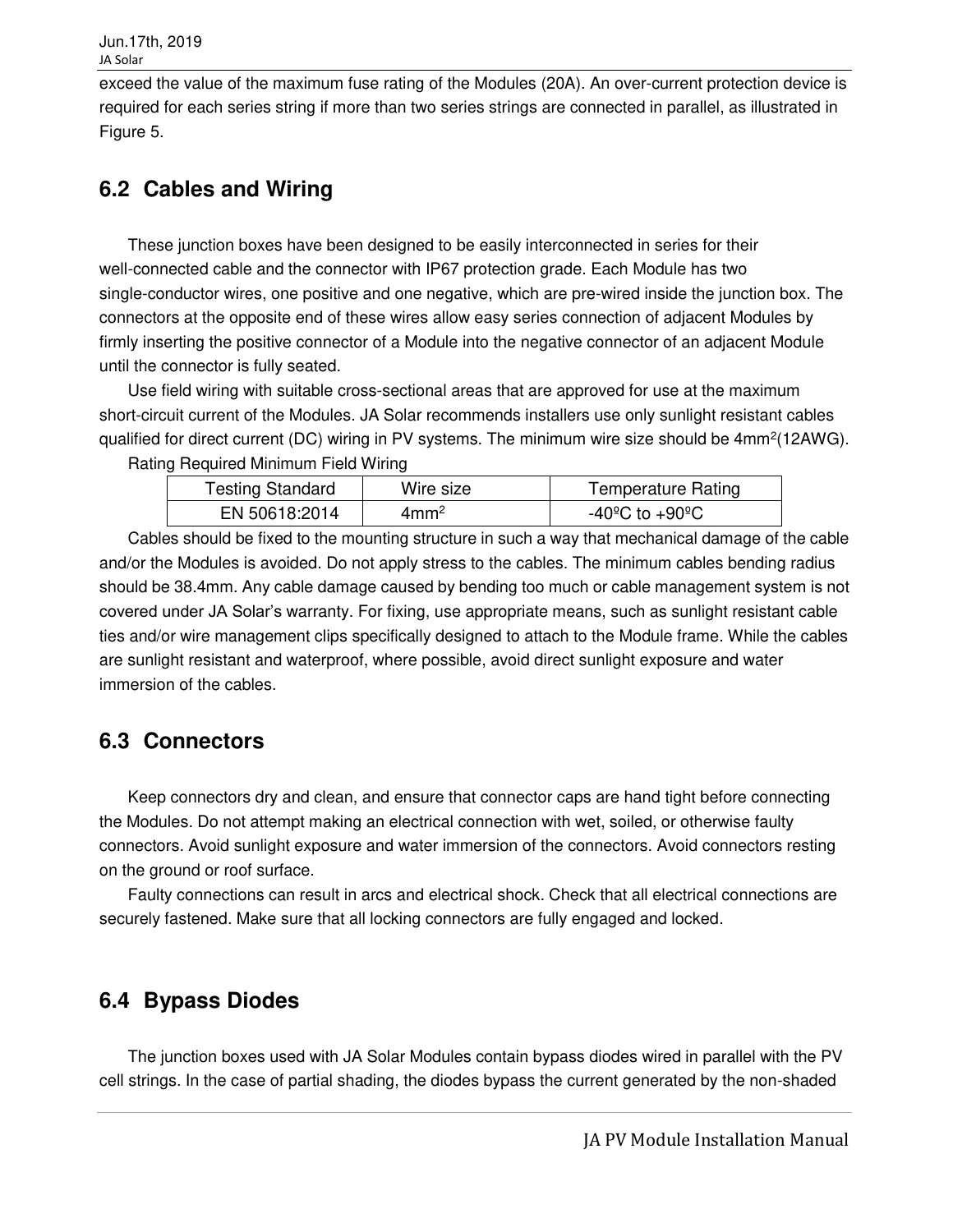exceed the value of the maximum fuse rating of the Modules (20A). An over-current protection device is required for each series string if more than two series strings are connected in parallel, as illustrated in Figure 5.

## 6.2 Cables and Wiring

These junction boxes have been designed to be easily interconnected in series for their well-connected cable and the connector with IP67 protection grade. Each Module has two single-conductor wires, one positive and one negative, which are pre-wired inside the junction box. The connectors at the opposite end of these wires allow easy series connection of adjacent Modules by firmly inserting the positive connector of a Module into the negative connector of an adjacent Module until the connector is fully seated.

Use field wiring with suitable cross-sectional areas that are approved for use at the maximum short-circuit current of the Modules. JA Solar recommends installers use only sunlight resistant cables qualified for direct current (DC) wiring in PV systems. The minimum wire size should be 4mm$^2$(12AWG).

Rating Required Minimum Field Wiring

| Testing Standard | Wire size | Temperature Rating |
| --- | --- | --- |
| EN 50618:2014 | 4mm$^2$ | -40ºC to +90ºC |

Cables should be fixed to the mounting structure in such a way that mechanical damage of the cable and/or the Modules is avoided. Do not apply stress to the cables. The minimum cables bending radius should be 38.4mm. Any cable damage caused by bending too much or cable management system is not covered under JA Solar's warranty. For fixing, use appropriate means, such as sunlight resistant cable ties and/or wire management clips specifically designed to attach to the Module frame. While the cables are sunlight resistant and waterproof, where possible, avoid direct sunlight exposure and water immersion of the cables.

## 6.3 Connectors

Keep connectors dry and clean, and ensure that connector caps are hand tight before connecting the Modules. Do not attempt making an electrical connection with wet, soiled, or otherwise faulty connectors. Avoid sunlight exposure and water immersion of the connectors. Avoid connectors resting on the ground or roof surface.

Faulty connections can result in arcs and electrical shock. Check that all electrical connections are securely fastened. Make sure that all locking connectors are fully engaged and locked.

## 6.4 Bypass Diodes

The junction boxes used with JA Solar Modules contain bypass diodes wired in parallel with the PV cell strings. In the case of partial shading, the diodes bypass the current generated by the non-shaded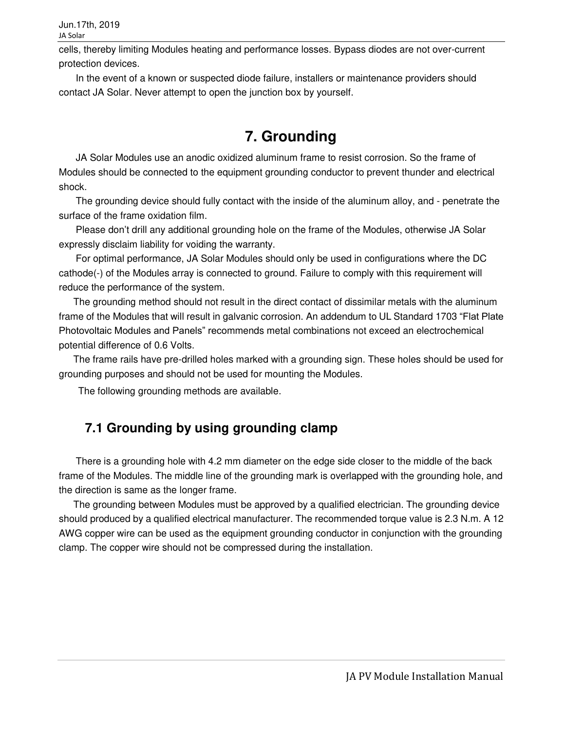cells, thereby limiting Modules heating and performance losses. Bypass diodes are not over-current protection devices.

In the event of a known or suspected diode failure, installers or maintenance providers should contact JA Solar. Never attempt to open the junction box by yourself.

# 7. Grounding

JA Solar Modules use an anodic oxidized aluminum frame to resist corrosion. So the frame of Modules should be connected to the equipment grounding conductor to prevent thunder and electrical shock.

The grounding device should fully contact with the inside of the aluminum alloy, and - penetrate the surface of the frame oxidation film.

Please don't drill any additional grounding hole on the frame of the Modules, otherwise JA Solar expressly disclaim liability for voiding the warranty.

For optimal performance, JA Solar Modules should only be used in configurations where the DC cathode(-) of the Modules array is connected to ground. Failure to comply with this requirement will reduce the performance of the system.

The grounding method should not result in the direct contact of dissimilar metals with the aluminum frame of the Modules that will result in galvanic corrosion. An addendum to UL Standard 1703 "Flat Plate Photovoltaic Modules and Panels" recommends metal combinations not exceed an electrochemical potential difference of 0.6 Volts.

The frame rails have pre-drilled holes marked with a grounding sign. These holes should be used for grounding purposes and should not be used for mounting the Modules.

The following grounding methods are available.

## 7.1 Grounding by using grounding clamp

There is a grounding hole with 4.2 mm diameter on the edge side closer to the middle of the back frame of the Modules. The middle line of the grounding mark is overlapped with the grounding hole, and the direction is same as the longer frame.

The grounding between Modules must be approved by a qualified electrician. The grounding device should produced by a qualified electrical manufacturer. The recommended torque value is 2.3 N.m. A 12 AWG copper wire can be used as the equipment grounding conductor in conjunction with the grounding clamp. The copper wire should not be compressed during the installation.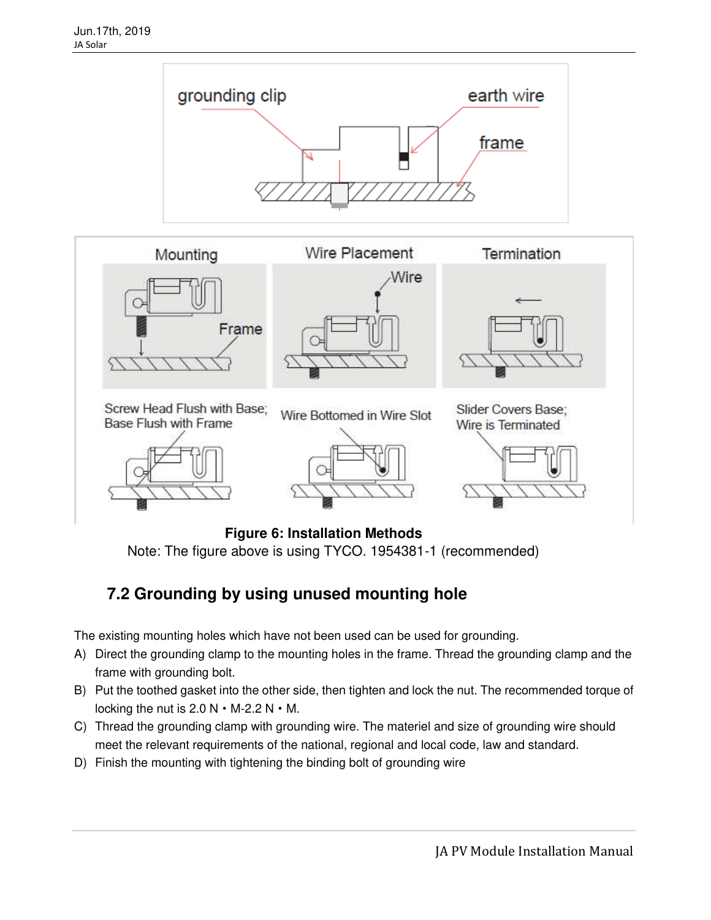**Figure 6: Installation Methods**

Note: The figure above is using TYCO. 1954381-1 (recommended)

## 7.2 Grounding by using unused mounting hole

The existing mounting holes which have not been used can be used for grounding.

A) Direct the grounding clamp to the mounting holes in the frame. Thread the grounding clamp and the frame with grounding bolt.

B) Put the toothed gasket into the other side, then tighten and lock the nut. The recommended torque of locking the nut is 2.0 N • M-2.2 N • M.

C) Thread the grounding clamp with grounding wire. The materiel and size of grounding wire should meet the relevant requirements of the national, regional and local code, law and standard.

D) Finish the mounting with tightening the binding bolt of grounding wire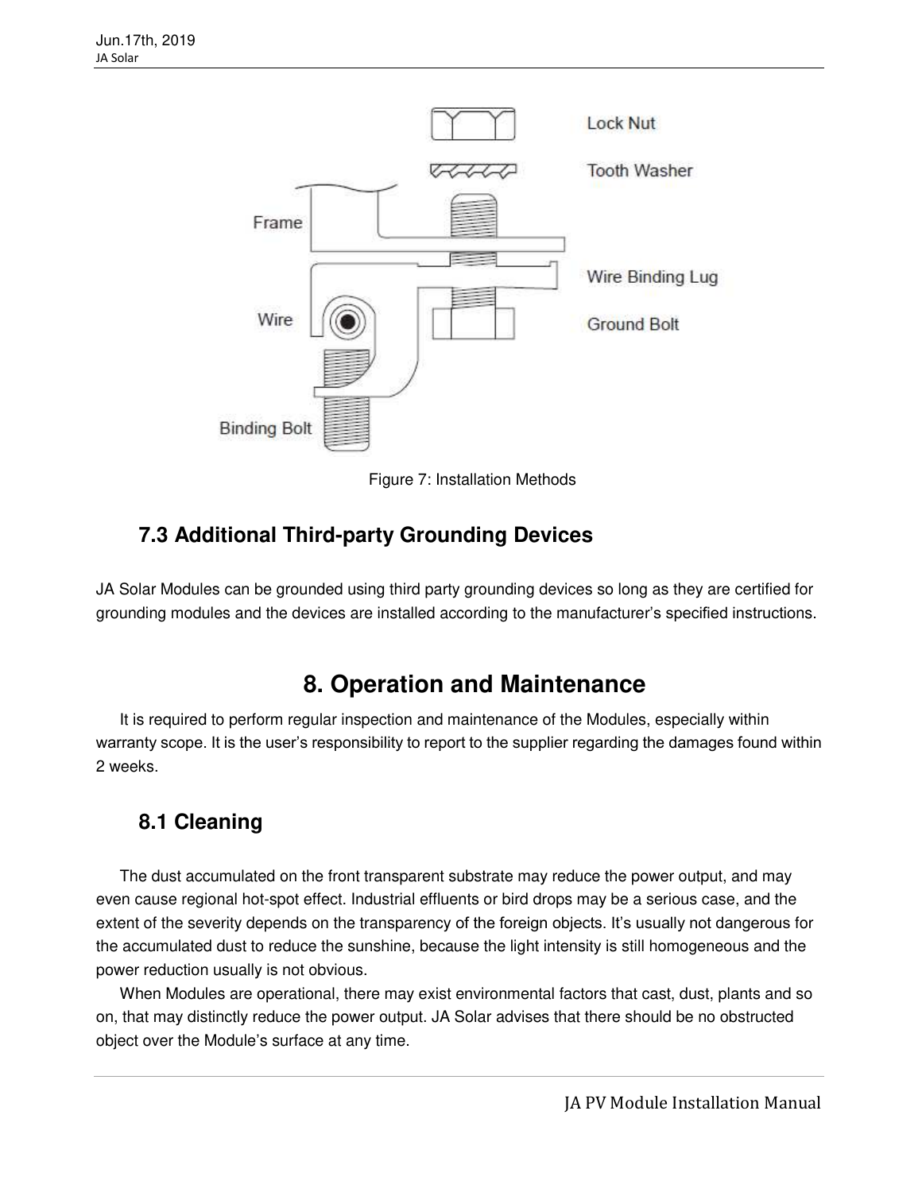Figure 7: Installation Methods

## 7.3 Additional Third-party Grounding Devices

JA Solar Modules can be grounded using third party grounding devices so long as they are certified for grounding modules and the devices are installed according to the manufacturer's specified instructions.

# 8. Operation and Maintenance

It is required to perform regular inspection and maintenance of the Modules, especially within warranty scope. It is the user's responsibility to report to the supplier regarding the damages found within 2 weeks.

## 8.1 Cleaning

The dust accumulated on the front transparent substrate may reduce the power output, and may even cause regional hot-spot effect. Industrial effluents or bird drops may be a serious case, and the extent of the severity depends on the transparency of the foreign objects. It's usually not dangerous for the accumulated dust to reduce the sunshine, because the light intensity is still homogeneous and the power reduction usually is not obvious.

When Modules are operational, there may exist environmental factors that cast, dust, plants and so on, that may distinctly reduce the power output. JA Solar advises that there should be no obstructed object over the Module's surface at any time.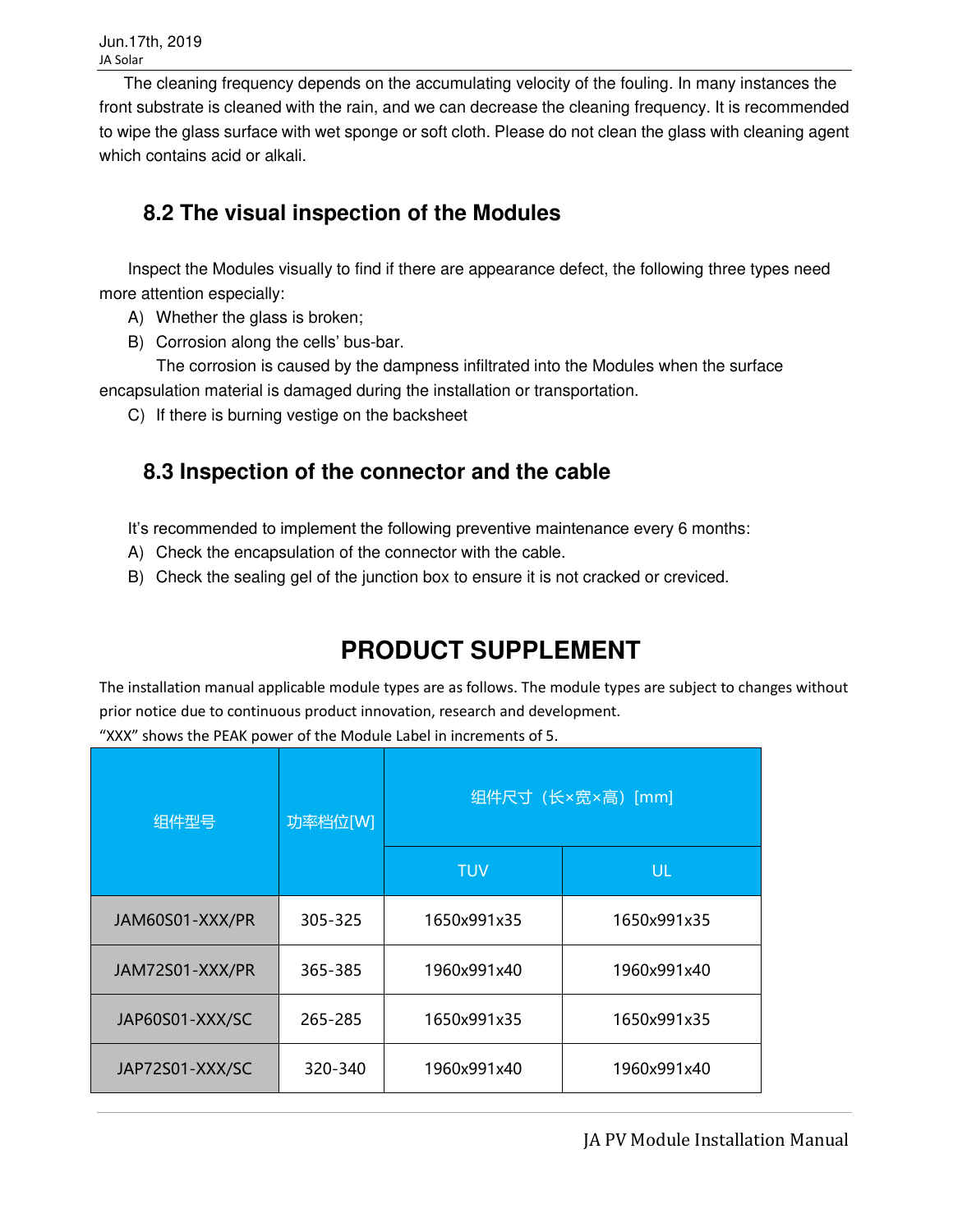The cleaning frequency depends on the accumulating velocity of the fouling. In many instances the front substrate is cleaned with the rain, and we can decrease the cleaning frequency. It is recommended to wipe the glass surface with wet sponge or soft cloth. Please do not clean the glass with cleaning agent which contains acid or alkali.

## 8.2 The visual inspection of the Modules

Inspect the Modules visually to find if there are appearance defect, the following three types need more attention especially:

A) Whether the glass is broken;

B) Corrosion along the cells' bus-bar.

The corrosion is caused by the dampness infiltrated into the Modules when the surface encapsulation material is damaged during the installation or transportation.

C) If there is burning vestige on the backsheet

## 8.3 Inspection of the connector and the cable

It's recommended to implement the following preventive maintenance every 6 months:

A) Check the encapsulation of the connector with the cable.

B) Check the sealing gel of the junction box to ensure it is not cracked or creviced.

# PRODUCT SUPPLEMENT

The installation manual applicable module types are as follows. The module types are subject to changes without prior notice due to continuous product innovation, research and development.

"XXX" shows the PEAK power of the Module Label in increments of 5.

| 组件型号 | 功率档位[W] | 组件尺寸（长×宽×高）[mm] | |
|---|---|---|---|
| | | TUV | UL |
| JAM60S01-XXX/PR | 305-325 | 1650x991x35 | 1650x991x35 |
| JAM72S01-XXX/PR | 365-385 | 1960x991x40 | 1960x991x40 |
| JAP60S01-XXX/SC | 265-285 | 1650x991x35 | 1650x991x35 |
| JAP72S01-XXX/SC | 320-340 | 1960x991x40 | 1960x991x40 |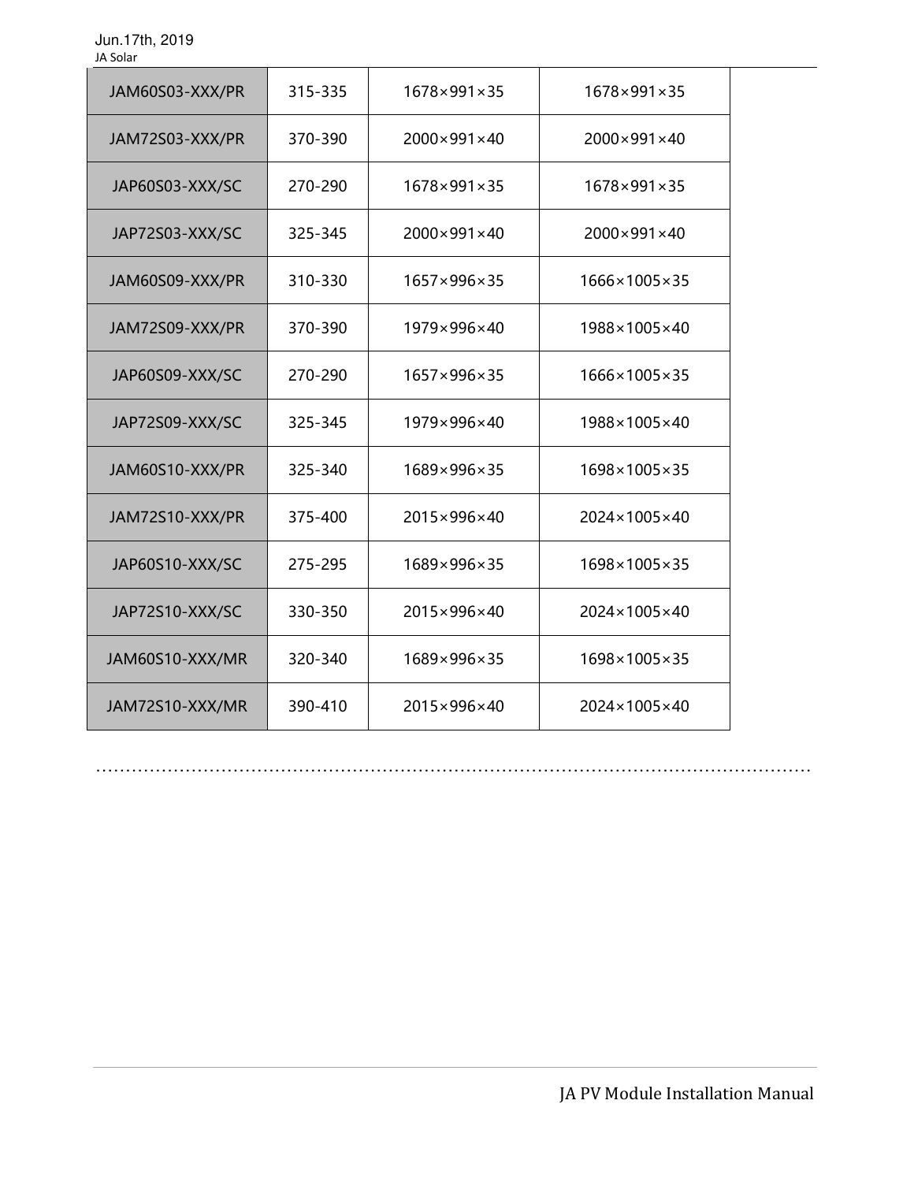| | | | |
|---|---|---|---|
| JAM60S03-XXX/PR | 315-335 | 1678×991×35 | 1678×991×35 |
| JAM72S03-XXX/PR | 370-390 | 2000×991×40 | 2000×991×40 |
| JAP60S03-XXX/SC | 270-290 | 1678×991×35 | 1678×991×35 |
| JAP72S03-XXX/SC | 325-345 | 2000×991×40 | 2000×991×40 |
| JAM60S09-XXX/PR | 310-330 | 1657×996×35 | 1666×1005×35 |
| JAM72S09-XXX/PR | 370-390 | 1979×996×40 | 1988×1005×40 |
| JAP60S09-XXX/SC | 270-290 | 1657×996×35 | 1666×1005×35 |
| JAP72S09-XXX/SC | 325-345 | 1979×996×40 | 1988×1005×40 |
| JAM60S10-XXX/PR | 325-340 | 1689×996×35 | 1698×1005×35 |
| JAM72S10-XXX/PR | 375-400 | 2015×996×40 | 2024×1005×40 |
| JAP60S10-XXX/SC | 275-295 | 1689×996×35 | 1698×1005×35 |
| JAP72S10-XXX/SC | 330-350 | 2015×996×40 | 2024×1005×40 |
| JAM60S10-XXX/MR | 320-340 | 1689×996×35 | 1698×1005×35 |
| JAM72S10-XXX/MR | 390-410 | 2015×996×40 | 2024×1005×40 |

……………………………………………………………………………………………………………